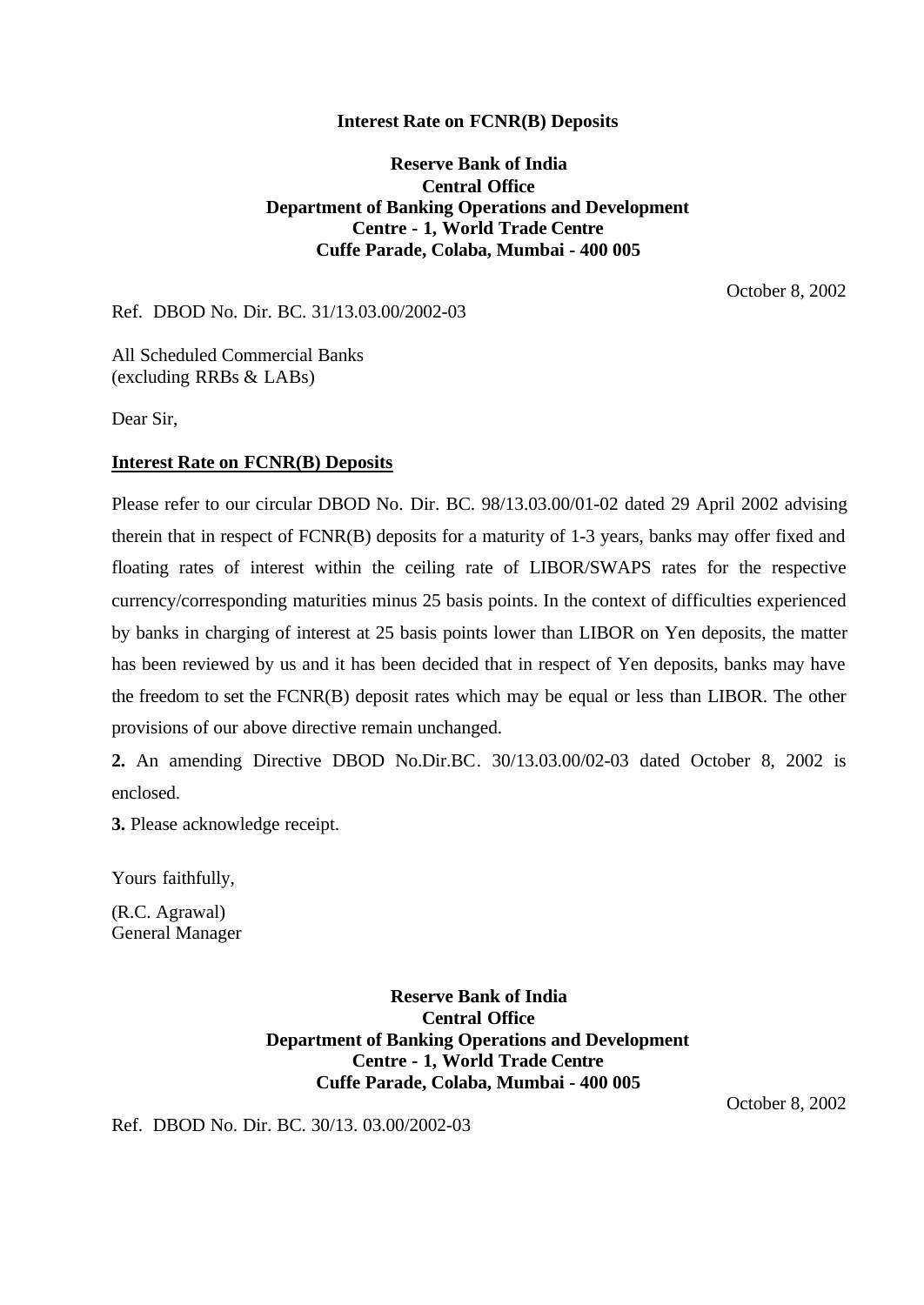**Interest Rate on FCNR(B) Deposits**

**Reserve Bank of India**
**Central Office**
**Department of Banking Operations and Development**
**Centre - 1, World Trade Centre**
**Cuffe Parade, Colaba, Mumbai - 400 005**

October 8, 2002

Ref. DBOD No. Dir. BC. 31/13.03.00/2002-03

All Scheduled Commercial Banks
(excluding RRBs & LABs)

Dear Sir,

**Interest Rate on FCNR(B) Deposits**

Please refer to our circular DBOD No. Dir. BC. 98/13.03.00/01-02 dated 29 April 2002 advising therein that in respect of FCNR(B) deposits for a maturity of 1-3 years, banks may offer fixed and floating rates of interest within the ceiling rate of LIBOR/SWAPS rates for the respective currency/corresponding maturities minus 25 basis points. In the context of difficulties experienced by banks in charging of interest at 25 basis points lower than LIBOR on Yen deposits, the matter has been reviewed by us and it has been decided that in respect of Yen deposits, banks may have the freedom to set the FCNR(B) deposit rates which may be equal or less than LIBOR. The other provisions of our above directive remain unchanged.

**2.** An amending Directive DBOD No.Dir.BC. 30/13.03.00/02-03 dated October 8, 2002 is enclosed.

**3.** Please acknowledge receipt.

Yours faithfully,

(R.C. Agrawal)
General Manager

**Reserve Bank of India**
**Central Office**
**Department of Banking Operations and Development**
**Centre - 1, World Trade Centre**
**Cuffe Parade, Colaba, Mumbai - 400 005**

October 8, 2002

Ref. DBOD No. Dir. BC. 30/13. 03.00/2002-03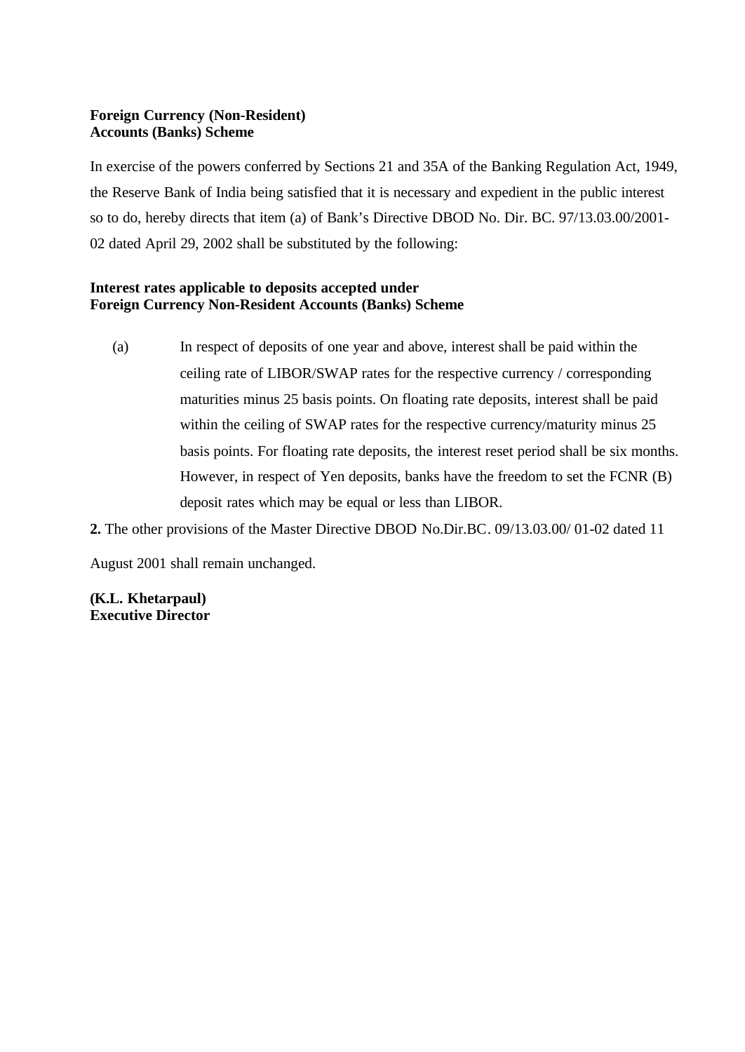**Foreign Currency (Non-Resident)**
**Accounts (Banks) Scheme**

In exercise of the powers conferred by Sections 21 and 35A of the Banking Regulation Act, 1949, the Reserve Bank of India being satisfied that it is necessary and expedient in the public interest so to do, hereby directs that item (a) of Bank's Directive DBOD No. Dir. BC. 97/13.03.00/2001-02 dated April 29, 2002 shall be substituted by the following:

**Interest rates applicable to deposits accepted under**
**Foreign Currency Non-Resident Accounts (Banks) Scheme**

(a) In respect of deposits of one year and above, interest shall be paid within the ceiling rate of LIBOR/SWAP rates for the respective currency / corresponding maturities minus 25 basis points. On floating rate deposits, interest shall be paid within the ceiling of SWAP rates for the respective currency/maturity minus 25 basis points. For floating rate deposits, the interest reset period shall be six months. However, in respect of Yen deposits, banks have the freedom to set the FCNR (B) deposit rates which may be equal or less than LIBOR.

**2.** The other provisions of the Master Directive DBOD No.Dir.BC. 09/13.03.00/ 01-02 dated 11 August 2001 shall remain unchanged.

**(K.L. Khetarpaul)**
**Executive Director**